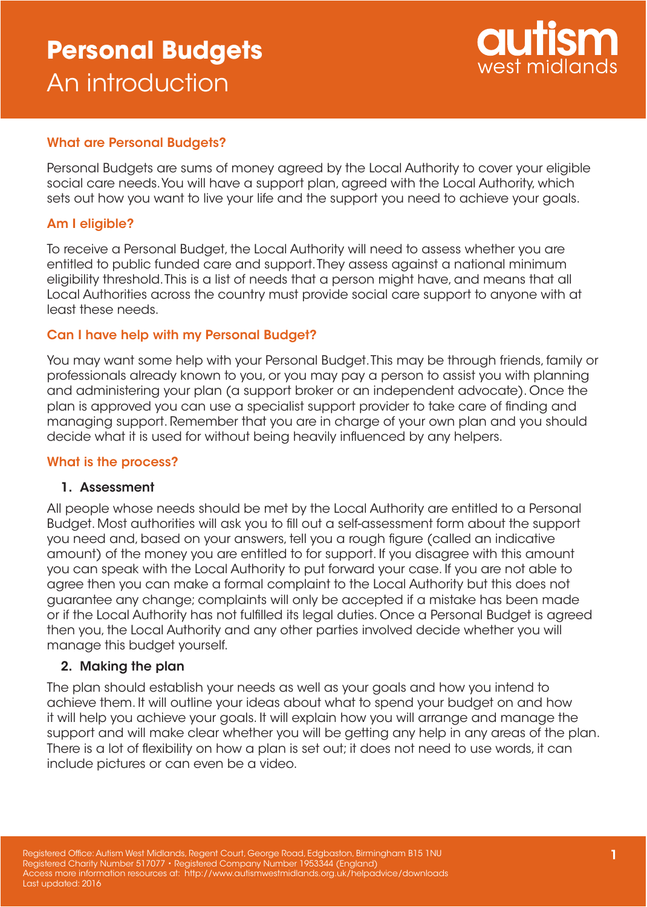# Personal Budgets
An introduction

autism west midlands

## What are Personal Budgets?

Personal Budgets are sums of money agreed by the Local Authority to cover your eligible social care needs. You will have a support plan, agreed with the Local Authority, which sets out how you want to live your life and the support you need to achieve your goals.

## Am I eligible?

To receive a Personal Budget, the Local Authority will need to assess whether you are entitled to public funded care and support. They assess against a national minimum eligibility threshold. This is a list of needs that a person might have, and means that all Local Authorities across the country must provide social care support to anyone with at least these needs.

## Can I have help with my Personal Budget?

You may want some help with your Personal Budget. This may be through friends, family or professionals already known to you, or you may pay a person to assist you with planning and administering your plan (a support broker or an independent advocate). Once the plan is approved you can use a specialist support provider to take care of finding and managing support. Remember that you are in charge of your own plan and you should decide what it is used for without being heavily influenced by any helpers.

## What is the process?

### 1. Assessment

All people whose needs should be met by the Local Authority are entitled to a Personal Budget. Most authorities will ask you to fill out a self-assessment form about the support you need and, based on your answers, tell you a rough figure (called an indicative amount) of the money you are entitled to for support. If you disagree with this amount you can speak with the Local Authority to put forward your case. If you are not able to agree then you can make a formal complaint to the Local Authority but this does not guarantee any change; complaints will only be accepted if a mistake has been made or if the Local Authority has not fulfilled its legal duties. Once a Personal Budget is agreed then you, the Local Authority and any other parties involved decide whether you will manage this budget yourself.

### 2. Making the plan

The plan should establish your needs as well as your goals and how you intend to achieve them. It will outline your ideas about what to spend your budget on and how it will help you achieve your goals. It will explain how you will arrange and manage the support and will make clear whether you will be getting any help in any areas of the plan. There is a lot of flexibility on how a plan is set out; it does not need to use words, it can include pictures or can even be a video.

Registered Office: Autism West Midlands, Regent Court, George Road, Edgbaston, Birmingham B15 1NU
Registered Charity Number 517077 • Registered Company Number 1953344 (England)
Access more information resources at: http://www.autismwestmidlands.org.uk/helpadvice/downloads
Last updated: 2016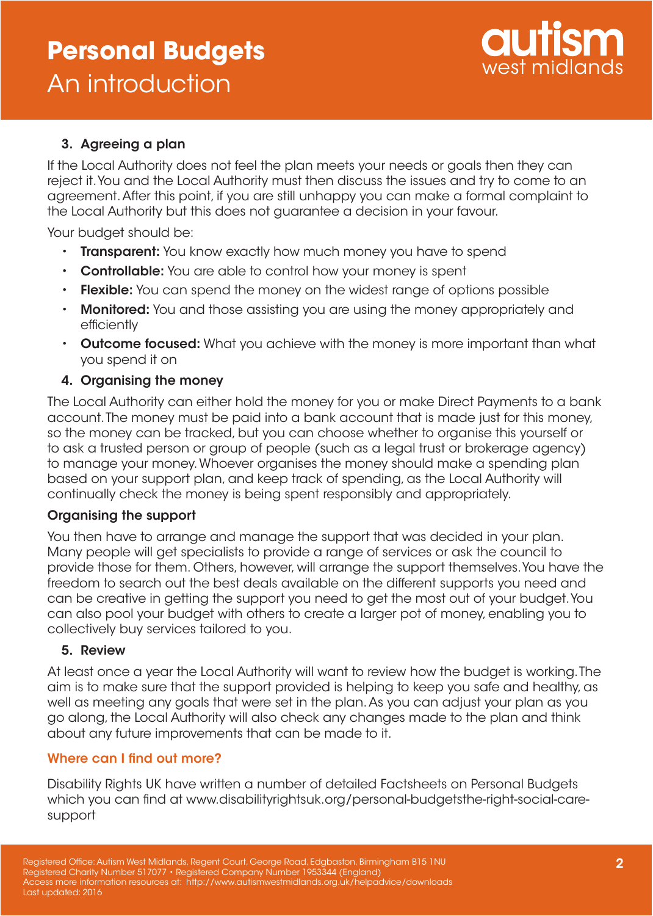3. **Agreeing a plan**

If the Local Authority does not feel the plan meets your needs or goals then they can reject it. You and the Local Authority must then discuss the issues and try to come to an agreement. After this point, if you are still unhappy you can make a formal complaint to the Local Authority but this does not guarantee a decision in your favour.

Your budget should be:

- **Transparent:** You know exactly how much money you have to spend
- **Controllable:** You are able to control how your money is spent
- **Flexible:** You can spend the money on the widest range of options possible
- **Monitored:** You and those assisting you are using the money appropriately and efficiently
- **Outcome focused:** What you achieve with the money is more important than what you spend it on

4. **Organising the money**

The Local Authority can either hold the money for you or make Direct Payments to a bank account. The money must be paid into a bank account that is made just for this money, so the money can be tracked, but you can choose whether to organise this yourself or to ask a trusted person or group of people (such as a legal trust or brokerage agency) to manage your money. Whoever organises the money should make a spending plan based on your support plan, and keep track of spending, as the Local Authority will continually check the money is being spent responsibly and appropriately.

**Organising the support**

You then have to arrange and manage the support that was decided in your plan. Many people will get specialists to provide a range of services or ask the council to provide those for them. Others, however, will arrange the support themselves. You have the freedom to search out the best deals available on the different supports you need and can be creative in getting the support you need to get the most out of your budget. You can also pool your budget with others to create a larger pot of money, enabling you to collectively buy services tailored to you.

5. **Review**

At least once a year the Local Authority will want to review how the budget is working. The aim is to make sure that the support provided is helping to keep you safe and healthy, as well as meeting any goals that were set in the plan. As you can adjust your plan as you go along, the Local Authority will also check any changes made to the plan and think about any future improvements that can be made to it.

## Where can I find out more?

Disability Rights UK have written a number of detailed Factsheets on Personal Budgets which you can find at www.disabilityrightsuk.org/personal-budgetsthe-right-social-care-support